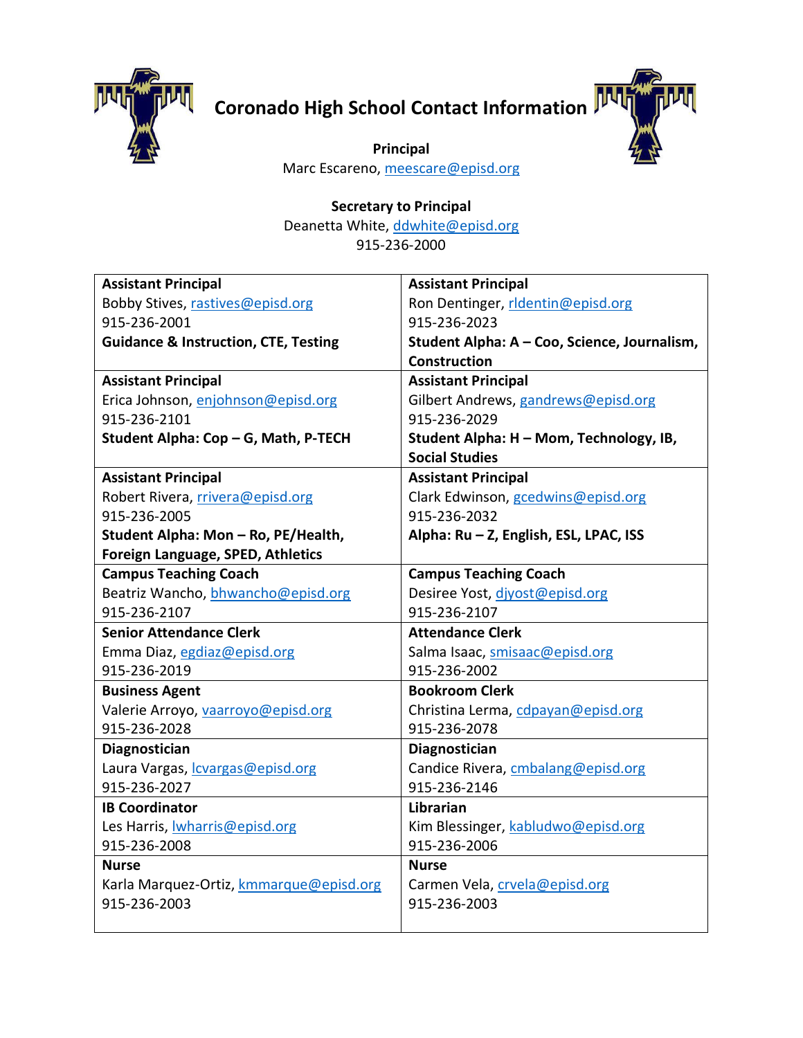# Coronado High School Contact Information

**Principal**
Marc Escareno, meescare@episd.org

**Secretary to Principal**
Deanetta White, ddwhite@episd.org
915-236-2000

| | |
|---|---|
| **Assistant Principal**<br>Bobby Stives, rastives@episd.org<br>915-236-2001<br>**Guidance & Instruction, CTE, Testing** | **Assistant Principal**<br>Ron Dentinger, rldentin@episd.org<br>915-236-2023<br>**Student Alpha: A – Coo, Science, Journalism, Construction** |
| **Assistant Principal**<br>Erica Johnson, enjohnson@episd.org<br>915-236-2101<br>**Student Alpha: Cop – G, Math, P-TECH** | **Assistant Principal**<br>Gilbert Andrews, gandrews@episd.org<br>915-236-2029<br>**Student Alpha: H – Mom, Technology, IB, Social Studies** |
| **Assistant Principal**<br>Robert Rivera, rrivera@episd.org<br>915-236-2005<br>**Student Alpha: Mon – Ro, PE/Health, Foreign Language, SPED, Athletics** | **Assistant Principal**<br>Clark Edwinson, gcedwins@episd.org<br>915-236-2032<br>**Alpha: Ru – Z, English, ESL, LPAC, ISS** |
| **Campus Teaching Coach**<br>Beatriz Wancho, bhwancho@episd.org<br>915-236-2107 | **Campus Teaching Coach**<br>Desiree Yost, djyost@episd.org<br>915-236-2107 |
| **Senior Attendance Clerk**<br>Emma Diaz, egdiaz@episd.org<br>915-236-2019 | **Attendance Clerk**<br>Salma Isaac, smisaac@episd.org<br>915-236-2002 |
| **Business Agent**<br>Valerie Arroyo, vaarroyo@episd.org<br>915-236-2028 | **Bookroom Clerk**<br>Christina Lerma, cdpayan@episd.org<br>915-236-2078 |
| **Diagnostician**<br>Laura Vargas, lcvargas@episd.org<br>915-236-2027 | **Diagnostician**<br>Candice Rivera, cmbalang@episd.org<br>915-236-2146 |
| **IB Coordinator**<br>Les Harris, lwharris@episd.org<br>915-236-2008 | **Librarian**<br>Kim Blessinger, kabludwo@episd.org<br>915-236-2006 |
| **Nurse**<br>Karla Marquez-Ortiz, kmmarque@episd.org<br>915-236-2003 | **Nurse**<br>Carmen Vela, crvela@episd.org<br>915-236-2003 |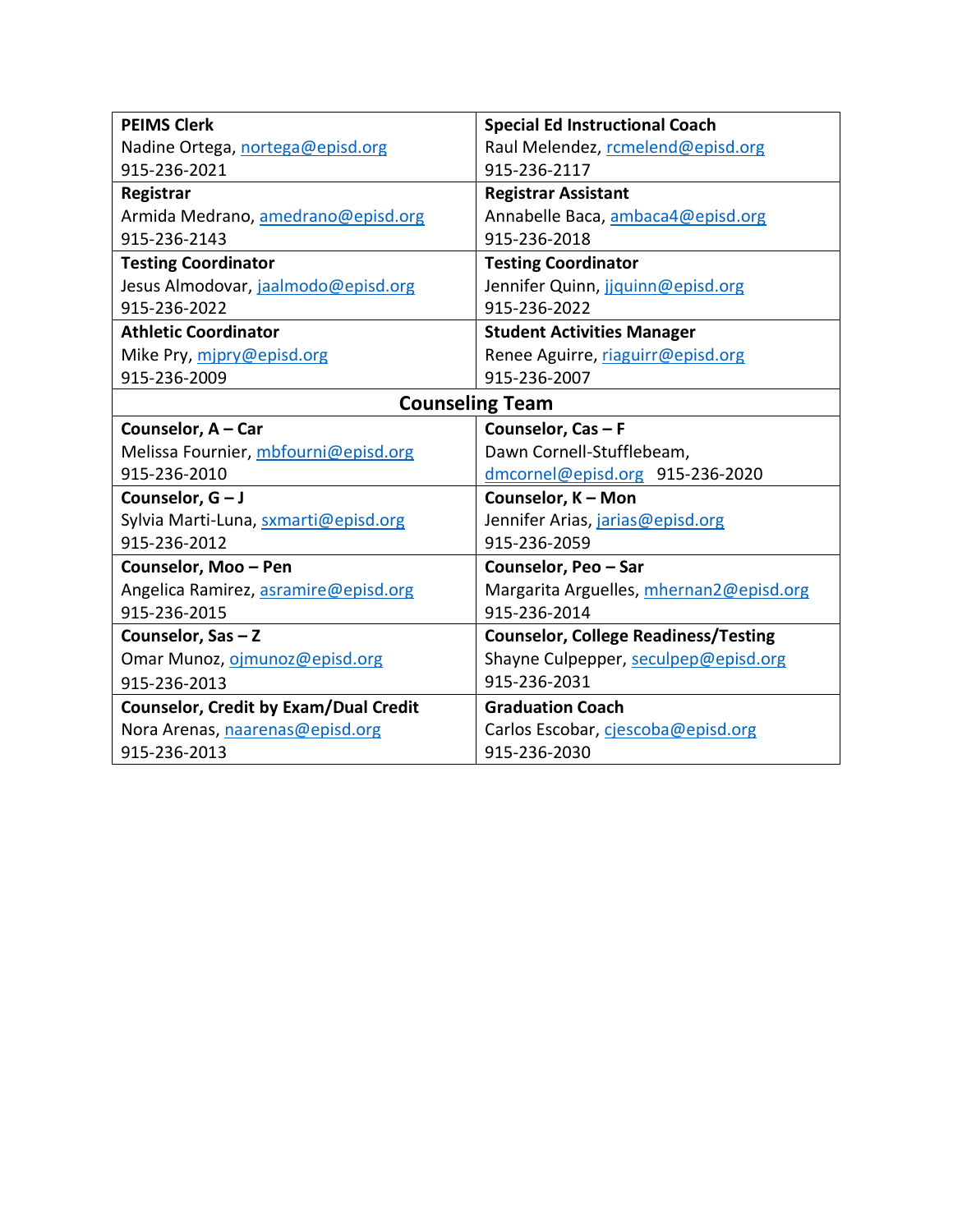| | |
|---|---|
| **PEIMS Clerk**<br>Nadine Ortega, nortega@episd.org<br>915-236-2021 | **Special Ed Instructional Coach**<br>Raul Melendez, rcmelend@episd.org<br>915-236-2117 |
| **Registrar**<br>Armida Medrano, amedrano@episd.org<br>915-236-2143 | **Registrar Assistant**<br>Annabelle Baca, ambaca4@episd.org<br>915-236-2018 |
| **Testing Coordinator**<br>Jesus Almodovar, jaalmodo@episd.org<br>915-236-2022 | **Testing Coordinator**<br>Jennifer Quinn, jjquinn@episd.org<br>915-236-2022 |
| **Athletic Coordinator**<br>Mike Pry, mjpry@episd.org<br>915-236-2009 | **Student Activities Manager**<br>Renee Aguirre, riaguirr@episd.org<br>915-236-2007 |
| **Counseling Team** | |
| **Counselor, A – Car**<br>Melissa Fournier, mbfourni@episd.org<br>915-236-2010 | **Counselor, Cas – F**<br>Dawn Cornell-Stufflebeam,<br>dmcornel@episd.org 915-236-2020 |
| **Counselor, G – J**<br>Sylvia Marti-Luna, sxmarti@episd.org<br>915-236-2012 | **Counselor, K – Mon**<br>Jennifer Arias, jarias@episd.org<br>915-236-2059 |
| **Counselor, Moo – Pen**<br>Angelica Ramirez, asramire@episd.org<br>915-236-2015 | **Counselor, Peo – Sar**<br>Margarita Arguelles, mhernan2@episd.org<br>915-236-2014 |
| **Counselor, Sas – Z**<br>Omar Munoz, ojmunoz@episd.org<br>915-236-2013 | **Counselor, College Readiness/Testing**<br>Shayne Culpepper, seculpep@episd.org<br>915-236-2031 |
| **Counselor, Credit by Exam/Dual Credit**<br>Nora Arenas, naarenas@episd.org<br>915-236-2013 | **Graduation Coach**<br>Carlos Escobar, cjescoba@episd.org<br>915-236-2030 |